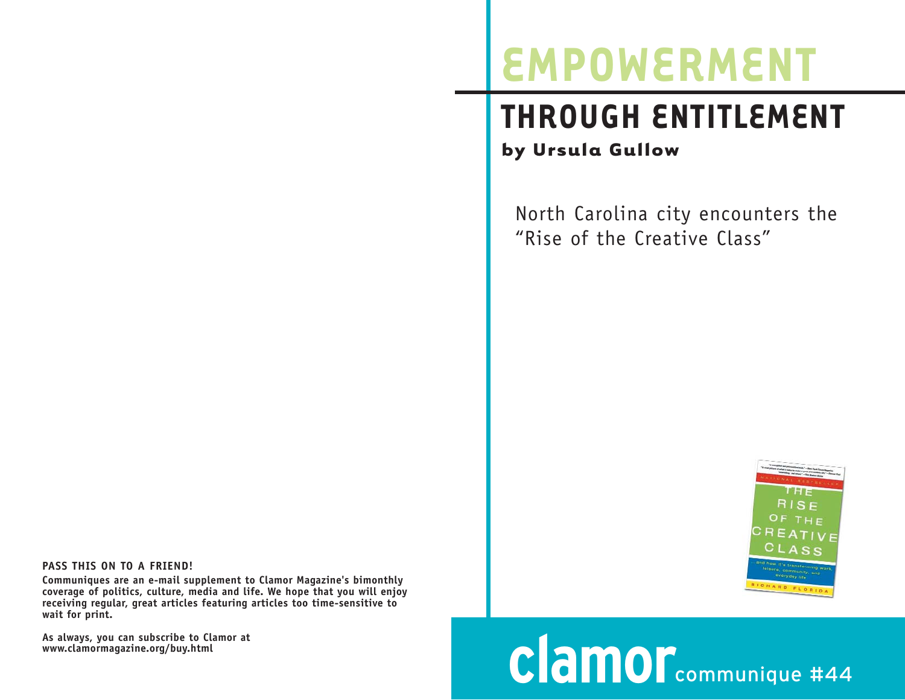# EMPOWERMENT THROUGH ENTITLEMENT

**by Ursula Gullow**

North Carolina city encounters the "Rise of the Creative Class"

**PASS THIS ON TO A FRIEND!**

**Communiques are an e-mail supplement to Clamor Magazine's bimonthly coverage of politics, culture, media and life. We hope that you will enjoy receiving regular, great articles featuring articles too time-sensitive to wait for print.**

**As always, you can subscribe to Clamor at www.clamormagazine.org/buy.html**

**clamor** communique #44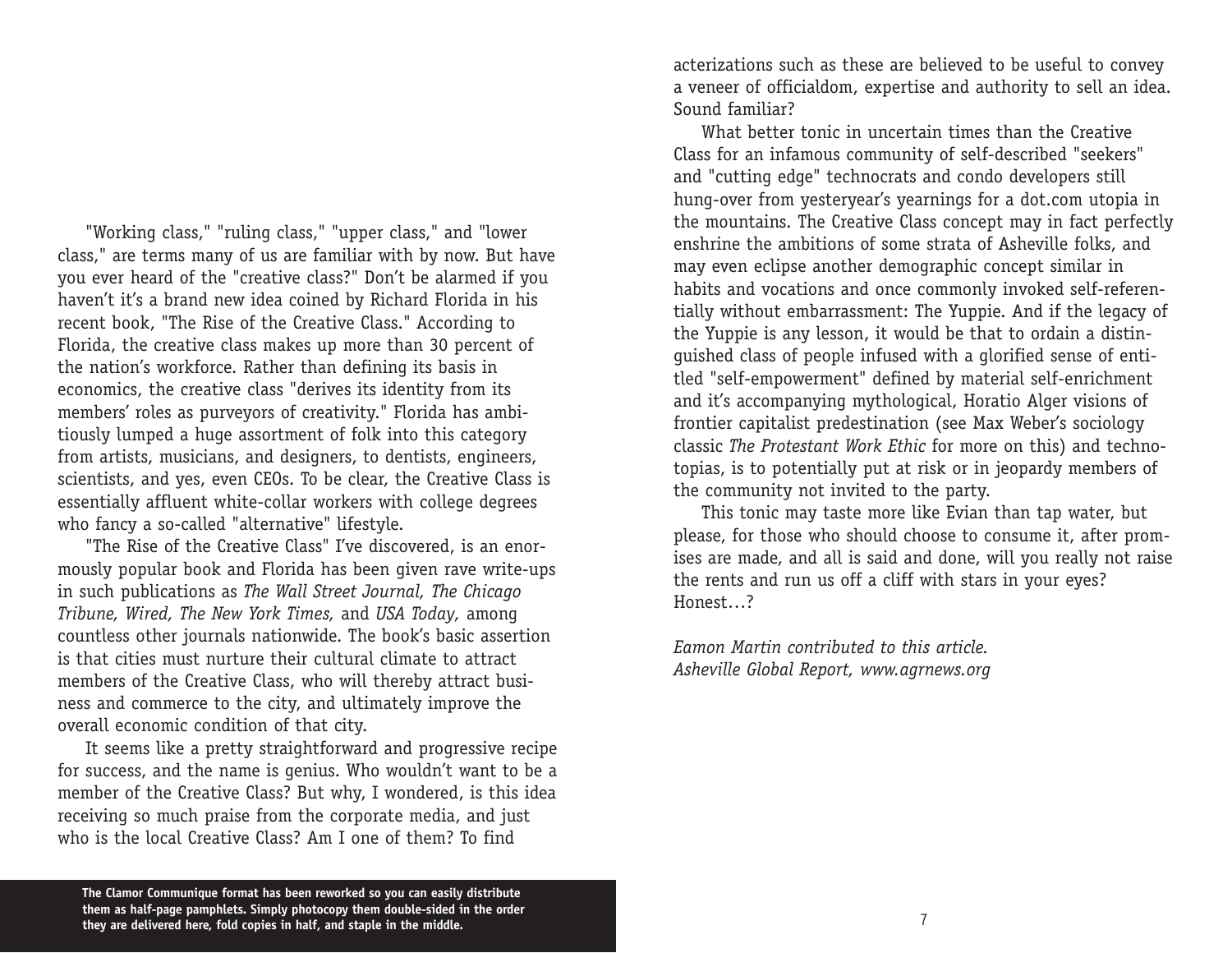"Working class," "ruling class," "upper class," and "lower class," are terms many of us are familiar with by now. But have you ever heard of the "creative class?" Don't be alarmed if you haven't it's a brand new idea coined by Richard Florida in his recent book, "The Rise of the Creative Class." According to Florida, the creative class makes up more than 30 percent of the nation's workforce. Rather than defining its basis in economics, the creative class "derives its identity from its members' roles as purveyors of creativity." Florida has ambitiously lumped a huge assortment of folk into this category from artists, musicians, and designers, to dentists, engineers, scientists, and yes, even CEOs. To be clear, the Creative Class is essentially affluent white-collar workers with college degrees who fancy a so-called "alternative" lifestyle.

"The Rise of the Creative Class" I've discovered, is an enormously popular book and Florida has been given rave write-ups in such publications as *The Wall Street Journal, The Chicago Tribune, Wired, The New York Times,* and *USA Today,* among countless other journals nationwide. The book's basic assertion is that cities must nurture their cultural climate to attract members of the Creative Class, who will thereby attract business and commerce to the city, and ultimately improve the overall economic condition of that city.

It seems like a pretty straightforward and progressive recipe for success, and the name is genius. Who wouldn't want to be a member of the Creative Class? But why, I wondered, is this idea receiving so much praise from the corporate media, and just who is the local Creative Class? Am I one of them? To find

**The Clamor Communique format has been reworked so you can easily distribute them as half-page pamphlets. Simply photocopy them double-sided in the order they are delivered here, fold copies in half, and staple in the middle.**

acterizations such as these are believed to be useful to convey a veneer of officialdom, expertise and authority to sell an idea. Sound familiar?

What better tonic in uncertain times than the Creative Class for an infamous community of self-described "seekers" and "cutting edge" technocrats and condo developers still hung-over from yesteryear's yearnings for a dot.com utopia in the mountains. The Creative Class concept may in fact perfectly enshrine the ambitions of some strata of Asheville folks, and may even eclipse another demographic concept similar in habits and vocations and once commonly invoked self-referentially without embarrassment: The Yuppie. And if the legacy of the Yuppie is any lesson, it would be that to ordain a distinguished class of people infused with a glorified sense of entitled "self-empowerment" defined by material self-enrichment and it's accompanying mythological, Horatio Alger visions of frontier capitalist predestination (see Max Weber's sociology classic *The Protestant Work Ethic* for more on this) and technotopias, is to potentially put at risk or in jeopardy members of the community not invited to the party.

This tonic may taste more like Evian than tap water, but please, for those who should choose to consume it, after promises are made, and all is said and done, will you really not raise the rents and run us off a cliff with stars in your eyes? Honest…?

*Eamon Martin contributed to this article.*
*Asheville Global Report, www.agrnews.org*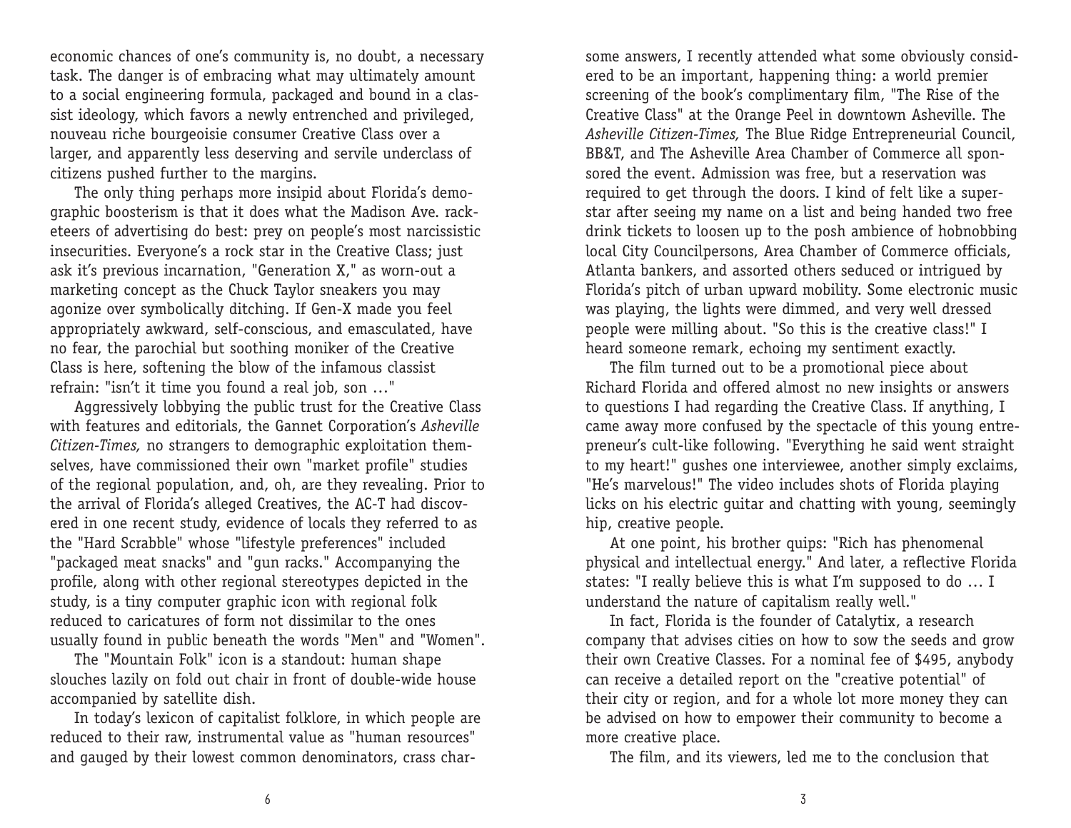economic chances of one's community is, no doubt, a necessary task. The danger is of embracing what may ultimately amount to a social engineering formula, packaged and bound in a classist ideology, which favors a newly entrenched and privileged, nouveau riche bourgeoisie consumer Creative Class over a larger, and apparently less deserving and servile underclass of citizens pushed further to the margins.

The only thing perhaps more insipid about Florida's demographic boosterism is that it does what the Madison Ave. racketeers of advertising do best: prey on people's most narcissistic insecurities. Everyone's a rock star in the Creative Class; just ask it's previous incarnation, "Generation X," as worn-out a marketing concept as the Chuck Taylor sneakers you may agonize over symbolically ditching. If Gen-X made you feel appropriately awkward, self-conscious, and emasculated, have no fear, the parochial but soothing moniker of the Creative Class is here, softening the blow of the infamous classist refrain: "isn't it time you found a real job, son …"

Aggressively lobbying the public trust for the Creative Class with features and editorials, the Gannet Corporation's *Asheville Citizen-Times,* no strangers to demographic exploitation themselves, have commissioned their own "market profile" studies of the regional population, and, oh, are they revealing. Prior to the arrival of Florida's alleged Creatives, the AC-T had discovered in one recent study, evidence of locals they referred to as the "Hard Scrabble" whose "lifestyle preferences" included "packaged meat snacks" and "gun racks." Accompanying the profile, along with other regional stereotypes depicted in the study, is a tiny computer graphic icon with regional folk reduced to caricatures of form not dissimilar to the ones usually found in public beneath the words "Men" and "Women".

The "Mountain Folk" icon is a standout: human shape slouches lazily on fold out chair in front of double-wide house accompanied by satellite dish.

In today's lexicon of capitalist folklore, in which people are reduced to their raw, instrumental value as "human resources" and gauged by their lowest common denominators, crass char-

some answers, I recently attended what some obviously considered to be an important, happening thing: a world premier screening of the book's complimentary film, "The Rise of the Creative Class" at the Orange Peel in downtown Asheville. The *Asheville Citizen-Times,* The Blue Ridge Entrepreneurial Council, BB&T, and The Asheville Area Chamber of Commerce all sponsored the event. Admission was free, but a reservation was required to get through the doors. I kind of felt like a superstar after seeing my name on a list and being handed two free drink tickets to loosen up to the posh ambience of hobnobbing local City Councilpersons, Area Chamber of Commerce officials, Atlanta bankers, and assorted others seduced or intrigued by Florida's pitch of urban upward mobility. Some electronic music was playing, the lights were dimmed, and very well dressed people were milling about. "So this is the creative class!" I heard someone remark, echoing my sentiment exactly.

The film turned out to be a promotional piece about Richard Florida and offered almost no new insights or answers to questions I had regarding the Creative Class. If anything, I came away more confused by the spectacle of this young entrepreneur's cult-like following. "Everything he said went straight to my heart!" gushes one interviewee, another simply exclaims, "He's marvelous!" The video includes shots of Florida playing licks on his electric guitar and chatting with young, seemingly hip, creative people.

At one point, his brother quips: "Rich has phenomenal physical and intellectual energy." And later, a reflective Florida states: "I really believe this is what I'm supposed to do … I understand the nature of capitalism really well."

In fact, Florida is the founder of Catalytix, a research company that advises cities on how to sow the seeds and grow their own Creative Classes. For a nominal fee of $495, anybody can receive a detailed report on the "creative potential" of their city or region, and for a whole lot more money they can be advised on how to empower their community to become a more creative place.

The film, and its viewers, led me to the conclusion that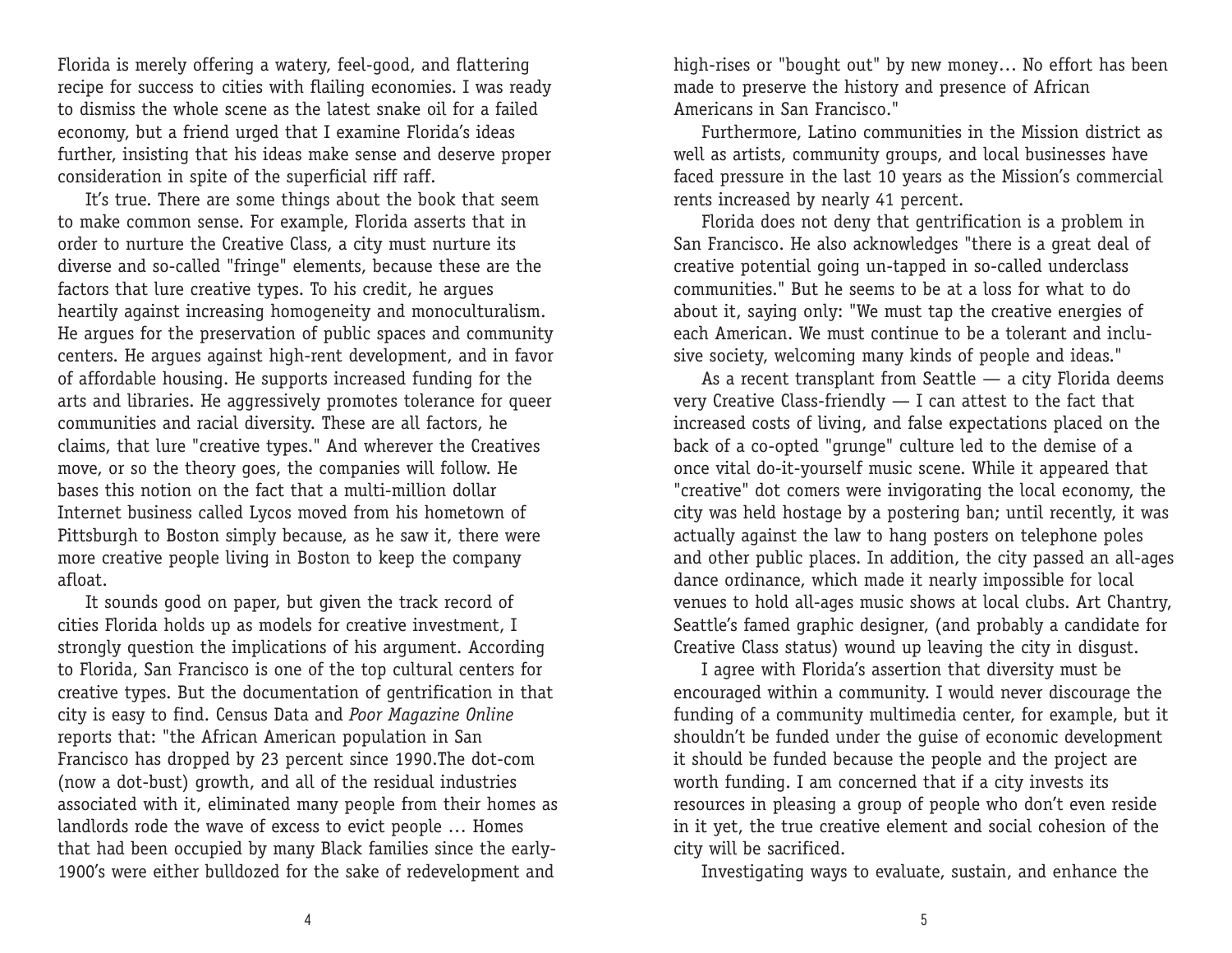Florida is merely offering a watery, feel-good, and flattering recipe for success to cities with flailing economies. I was ready to dismiss the whole scene as the latest snake oil for a failed economy, but a friend urged that I examine Florida's ideas further, insisting that his ideas make sense and deserve proper consideration in spite of the superficial riff raff.

It's true. There are some things about the book that seem to make common sense. For example, Florida asserts that in order to nurture the Creative Class, a city must nurture its diverse and so-called "fringe" elements, because these are the factors that lure creative types. To his credit, he argues heartily against increasing homogeneity and monoculturalism. He argues for the preservation of public spaces and community centers. He argues against high-rent development, and in favor of affordable housing. He supports increased funding for the arts and libraries. He aggressively promotes tolerance for queer communities and racial diversity. These are all factors, he claims, that lure "creative types." And wherever the Creatives move, or so the theory goes, the companies will follow. He bases this notion on the fact that a multi-million dollar Internet business called Lycos moved from his hometown of Pittsburgh to Boston simply because, as he saw it, there were more creative people living in Boston to keep the company afloat.

It sounds good on paper, but given the track record of cities Florida holds up as models for creative investment, I strongly question the implications of his argument. According to Florida, San Francisco is one of the top cultural centers for creative types. But the documentation of gentrification in that city is easy to find. Census Data and *Poor Magazine Online* reports that: "the African American population in San Francisco has dropped by 23 percent since 1990.The dot-com (now a dot-bust) growth, and all of the residual industries associated with it, eliminated many people from their homes as landlords rode the wave of excess to evict people … Homes that had been occupied by many Black families since the early-1900's were either bulldozed for the sake of redevelopment and high-rises or "bought out" by new money… No effort has been made to preserve the history and presence of African Americans in San Francisco."

Furthermore, Latino communities in the Mission district as well as artists, community groups, and local businesses have faced pressure in the last 10 years as the Mission's commercial rents increased by nearly 41 percent.

Florida does not deny that gentrification is a problem in San Francisco. He also acknowledges "there is a great deal of creative potential going un-tapped in so-called underclass communities." But he seems to be at a loss for what to do about it, saying only: "We must tap the creative energies of each American. We must continue to be a tolerant and inclusive society, welcoming many kinds of people and ideas."

As a recent transplant from Seattle — a city Florida deems very Creative Class-friendly — I can attest to the fact that increased costs of living, and false expectations placed on the back of a co-opted "grunge" culture led to the demise of a once vital do-it-yourself music scene. While it appeared that "creative" dot comers were invigorating the local economy, the city was held hostage by a postering ban; until recently, it was actually against the law to hang posters on telephone poles and other public places. In addition, the city passed an all-ages dance ordinance, which made it nearly impossible for local venues to hold all-ages music shows at local clubs. Art Chantry, Seattle's famed graphic designer, (and probably a candidate for Creative Class status) wound up leaving the city in disgust.

I agree with Florida's assertion that diversity must be encouraged within a community. I would never discourage the funding of a community multimedia center, for example, but it shouldn't be funded under the guise of economic development it should be funded because the people and the project are worth funding. I am concerned that if a city invests its resources in pleasing a group of people who don't even reside in it yet, the true creative element and social cohesion of the city will be sacrificed.

Investigating ways to evaluate, sustain, and enhance the